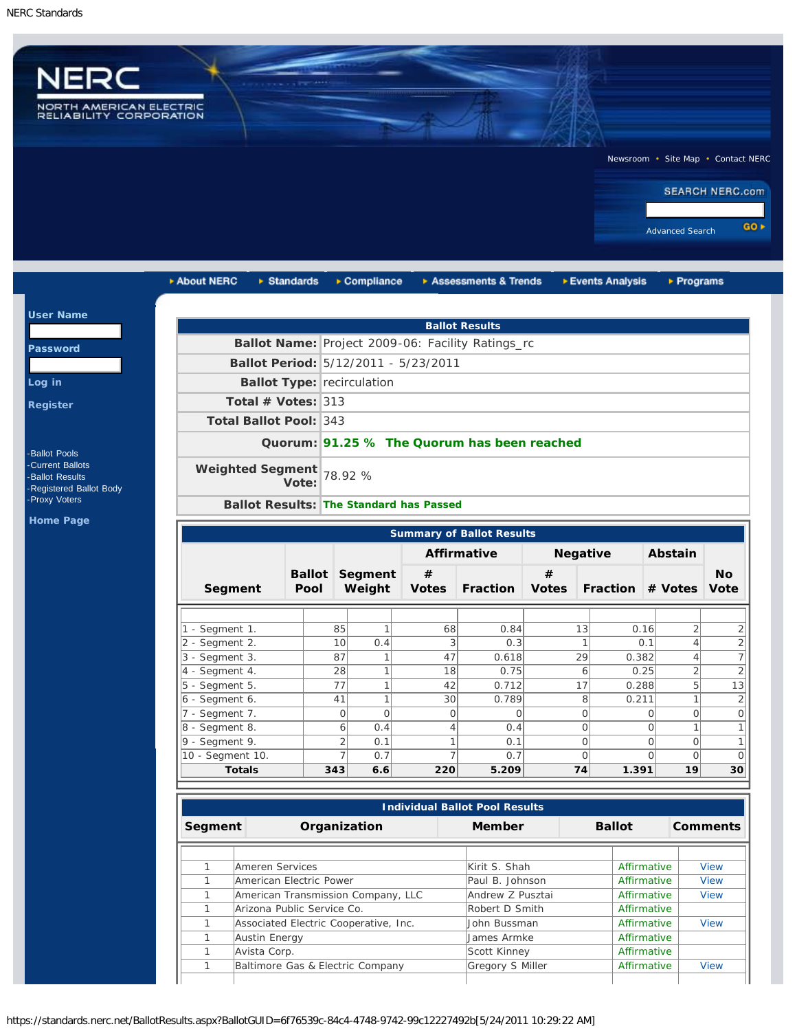## Ballot Results

| | |
|---|---|
| **Ballot Name:** | Project 2009-06: Facility Ratings_rc |
| **Ballot Period:** | 5/12/2011 - 5/23/2011 |
| **Ballot Type:** | recirculation |
| **Total # Votes:** | 313 |
| **Total Ballot Pool:** | 343 |
| **Quorum:** | **91.25 % The Quorum has been reached** |
| **Weighted Segment Vote:** | 78.92 % |
| **Ballot Results:** | **The Standard has Passed** |

## Summary of Ballot Results

| Segment | Ballot Pool | Segment Weight | Affirmative # Votes | Affirmative Fraction | Negative # Votes | Negative Fraction | Abstain # Votes | No Vote |
|---|---|---|---|---|---|---|---|---|
| 1 - Segment 1. | 85 | 1 | 68 | 0.84 | 13 | 0.16 | 2 | 2 |
| 2 - Segment 2. | 10 | 0.4 | 3 | 0.3 | 1 | 0.1 | 4 | 2 |
| 3 - Segment 3. | 87 | 1 | 47 | 0.618 | 29 | 0.382 | 4 | 7 |
| 4 - Segment 4. | 28 | 1 | 18 | 0.75 | 6 | 0.25 | 2 | 2 |
| 5 - Segment 5. | 77 | 1 | 42 | 0.712 | 17 | 0.288 | 5 | 13 |
| 6 - Segment 6. | 41 | 1 | 30 | 0.789 | 8 | 0.211 | 1 | 2 |
| 7 - Segment 7. | 0 | 0 | 0 | 0 | 0 | 0 | 0 | 0 |
| 8 - Segment 8. | 6 | 0.4 | 4 | 0.4 | 0 | 0 | 1 | 1 |
| 9 - Segment 9. | 2 | 0.1 | 1 | 0.1 | 0 | 0 | 0 | 1 |
| 10 - Segment 10. | 7 | 0.7 | 7 | 0.7 | 0 | 0 | 0 | 0 |
| **Totals** | **343** | **6.6** | **220** | **5.209** | **74** | **1.391** | **19** | **30** |

## Individual Ballot Pool Results

| Segment | Organization | Member | Ballot | Comments |
|---|---|---|---|---|
| 1 | Ameren Services | Kirit S. Shah | Affirmative | View |
| 1 | American Electric Power | Paul B. Johnson | Affirmative | View |
| 1 | American Transmission Company, LLC | Andrew Z Pusztai | Affirmative | View |
| 1 | Arizona Public Service Co. | Robert D Smith | Affirmative | |
| 1 | Associated Electric Cooperative, Inc. | John Bussman | Affirmative | View |
| 1 | Austin Energy | James Armke | Affirmative | |
| 1 | Avista Corp. | Scott Kinney | Affirmative | |
| 1 | Baltimore Gas & Electric Company | Gregory S Miller | Affirmative | View |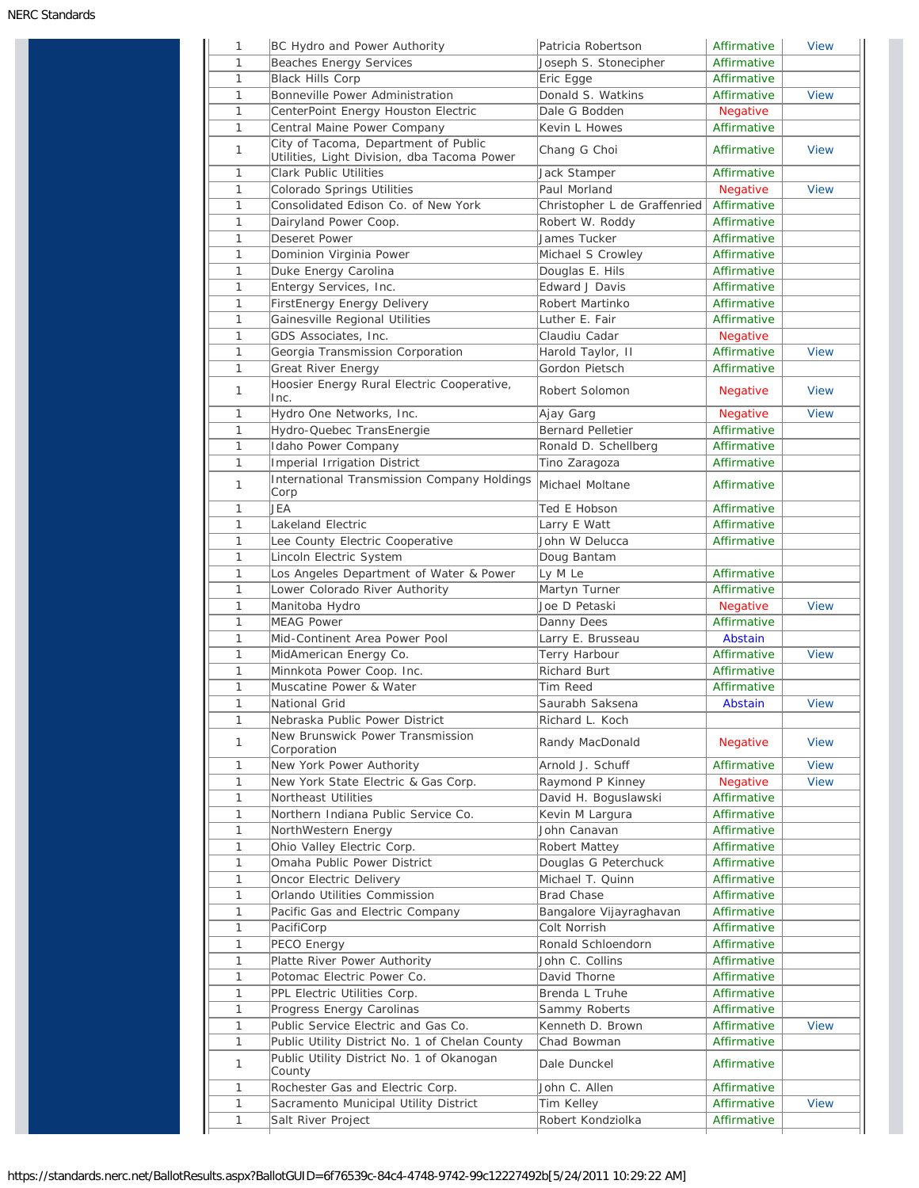| | | | | |
|---|---|---|---|---|
| 1 | BC Hydro and Power Authority | Patricia Robertson | Affirmative | View |
| 1 | Beaches Energy Services | Joseph S. Stonecipher | Affirmative | |
| 1 | Black Hills Corp | Eric Egge | Affirmative | |
| 1 | Bonneville Power Administration | Donald S. Watkins | Affirmative | View |
| 1 | CenterPoint Energy Houston Electric | Dale G Bodden | Negative | |
| 1 | Central Maine Power Company | Kevin L Howes | Affirmative | |
| 1 | City of Tacoma, Department of Public Utilities, Light Division, dba Tacoma Power | Chang G Choi | Affirmative | View |
| 1 | Clark Public Utilities | Jack Stamper | Affirmative | |
| 1 | Colorado Springs Utilities | Paul Morland | Negative | View |
| 1 | Consolidated Edison Co. of New York | Christopher L de Graffenried | Affirmative | |
| 1 | Dairyland Power Coop. | Robert W. Roddy | Affirmative | |
| 1 | Deseret Power | James Tucker | Affirmative | |
| 1 | Dominion Virginia Power | Michael S Crowley | Affirmative | |
| 1 | Duke Energy Carolina | Douglas E. Hils | Affirmative | |
| 1 | Entergy Services, Inc. | Edward J Davis | Affirmative | |
| 1 | FirstEnergy Energy Delivery | Robert Martinko | Affirmative | |
| 1 | Gainesville Regional Utilities | Luther E. Fair | Affirmative | |
| 1 | GDS Associates, Inc. | Claudiu Cadar | Negative | |
| 1 | Georgia Transmission Corporation | Harold Taylor, II | Affirmative | View |
| 1 | Great River Energy | Gordon Pietsch | Affirmative | |
| 1 | Hoosier Energy Rural Electric Cooperative, Inc. | Robert Solomon | Negative | View |
| 1 | Hydro One Networks, Inc. | Ajay Garg | Negative | View |
| 1 | Hydro-Quebec TransEnergie | Bernard Pelletier | Affirmative | |
| 1 | Idaho Power Company | Ronald D. Schellberg | Affirmative | |
| 1 | Imperial Irrigation District | Tino Zaragoza | Affirmative | |
| 1 | International Transmission Company Holdings Corp | Michael Moltane | Affirmative | |
| 1 | JEA | Ted E Hobson | Affirmative | |
| 1 | Lakeland Electric | Larry E Watt | Affirmative | |
| 1 | Lee County Electric Cooperative | John W Delucca | Affirmative | |
| 1 | Lincoln Electric System | Doug Bantam | | |
| 1 | Los Angeles Department of Water & Power | Ly M Le | Affirmative | |
| 1 | Lower Colorado River Authority | Martyn Turner | Affirmative | |
| 1 | Manitoba Hydro | Joe D Petaski | Negative | View |
| 1 | MEAG Power | Danny Dees | Affirmative | |
| 1 | Mid-Continent Area Power Pool | Larry E. Brusseau | Abstain | |
| 1 | MidAmerican Energy Co. | Terry Harbour | Affirmative | View |
| 1 | Minnkota Power Coop. Inc. | Richard Burt | Affirmative | |
| 1 | Muscatine Power & Water | Tim Reed | Affirmative | |
| 1 | National Grid | Saurabh Saksena | Abstain | View |
| 1 | Nebraska Public Power District | Richard L. Koch | | |
| 1 | New Brunswick Power Transmission Corporation | Randy MacDonald | Negative | View |
| 1 | New York Power Authority | Arnold J. Schuff | Affirmative | View |
| 1 | New York State Electric & Gas Corp. | Raymond P Kinney | Negative | View |
| 1 | Northeast Utilities | David H. Boguslawski | Affirmative | |
| 1 | Northern Indiana Public Service Co. | Kevin M Largura | Affirmative | |
| 1 | NorthWestern Energy | John Canavan | Affirmative | |
| 1 | Ohio Valley Electric Corp. | Robert Mattey | Affirmative | |
| 1 | Omaha Public Power District | Douglas G Peterchuck | Affirmative | |
| 1 | Oncor Electric Delivery | Michael T. Quinn | Affirmative | |
| 1 | Orlando Utilities Commission | Brad Chase | Affirmative | |
| 1 | Pacific Gas and Electric Company | Bangalore Vijayraghavan | Affirmative | |
| 1 | PacifiCorp | Colt Norrish | Affirmative | |
| 1 | PECO Energy | Ronald Schloendorn | Affirmative | |
| 1 | Platte River Power Authority | John C. Collins | Affirmative | |
| 1 | Potomac Electric Power Co. | David Thorne | Affirmative | |
| 1 | PPL Electric Utilities Corp. | Brenda L Truhe | Affirmative | |
| 1 | Progress Energy Carolinas | Sammy Roberts | Affirmative | |
| 1 | Public Service Electric and Gas Co. | Kenneth D. Brown | Affirmative | View |
| 1 | Public Utility District No. 1 of Chelan County | Chad Bowman | Affirmative | |
| 1 | Public Utility District No. 1 of Okanogan County | Dale Dunckel | Affirmative | |
| 1 | Rochester Gas and Electric Corp. | John C. Allen | Affirmative | |
| 1 | Sacramento Municipal Utility District | Tim Kelley | Affirmative | View |
| 1 | Salt River Project | Robert Kondziolka | Affirmative | |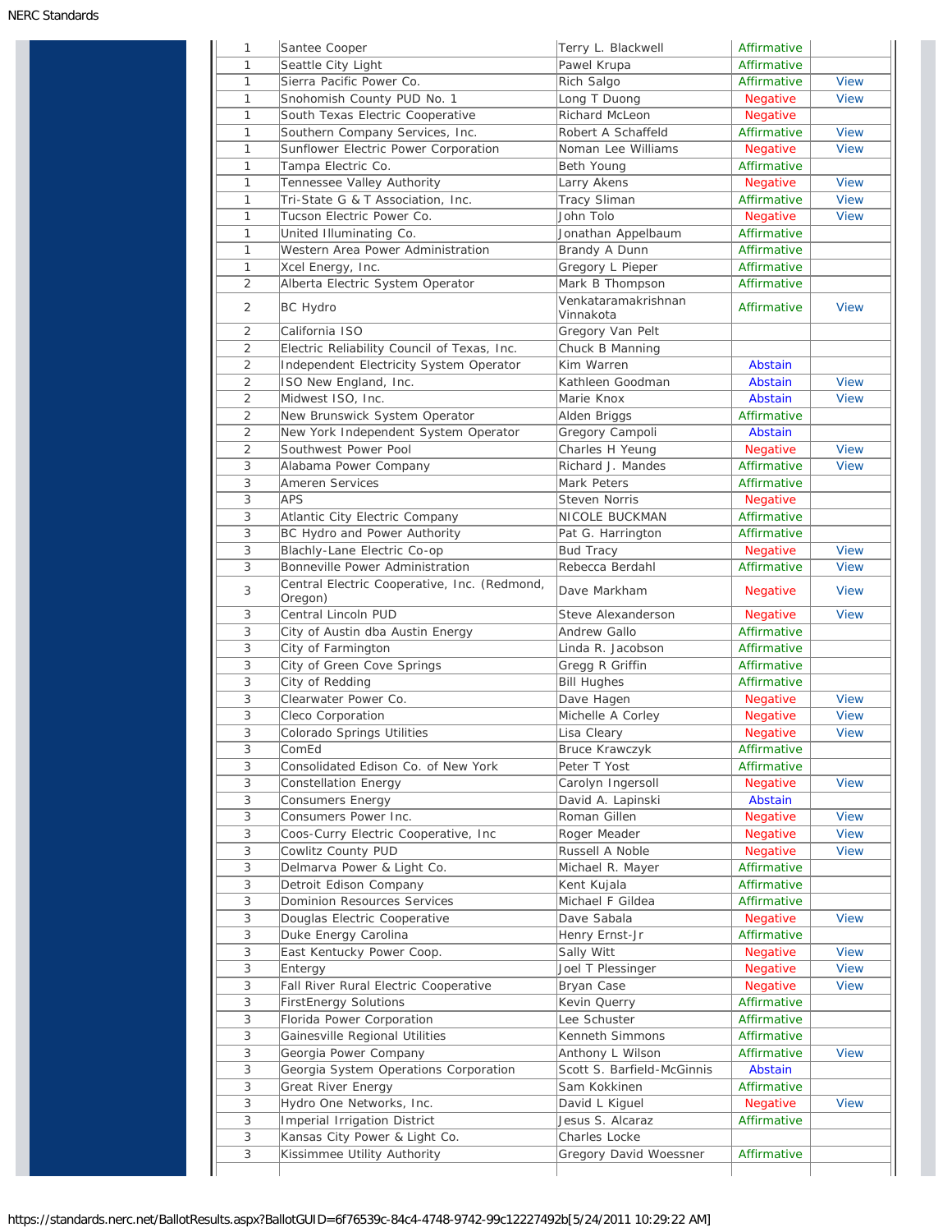| | | | | |
|---|---|---|---|---|
| 1 | Santee Cooper | Terry L. Blackwell | Affirmative | |
| 1 | Seattle City Light | Pawel Krupa | Affirmative | |
| 1 | Sierra Pacific Power Co. | Rich Salgo | Affirmative | View |
| 1 | Snohomish County PUD No. 1 | Long T Duong | Negative | View |
| 1 | South Texas Electric Cooperative | Richard McLeon | Negative | |
| 1 | Southern Company Services, Inc. | Robert A Schaffeld | Affirmative | View |
| 1 | Sunflower Electric Power Corporation | Noman Lee Williams | Negative | View |
| 1 | Tampa Electric Co. | Beth Young | Affirmative | |
| 1 | Tennessee Valley Authority | Larry Akens | Negative | View |
| 1 | Tri-State G & T Association, Inc. | Tracy Sliman | Affirmative | View |
| 1 | Tucson Electric Power Co. | John Tolo | Negative | View |
| 1 | United Illuminating Co. | Jonathan Appelbaum | Affirmative | |
| 1 | Western Area Power Administration | Brandy A Dunn | Affirmative | |
| 1 | Xcel Energy, Inc. | Gregory L Pieper | Affirmative | |
| 2 | Alberta Electric System Operator | Mark B Thompson | Affirmative | |
| 2 | BC Hydro | Venkataramakrishnan Vinnakota | Affirmative | View |
| 2 | California ISO | Gregory Van Pelt | | |
| 2 | Electric Reliability Council of Texas, Inc. | Chuck B Manning | | |
| 2 | Independent Electricity System Operator | Kim Warren | Abstain | |
| 2 | ISO New England, Inc. | Kathleen Goodman | Abstain | View |
| 2 | Midwest ISO, Inc. | Marie Knox | Abstain | View |
| 2 | New Brunswick System Operator | Alden Briggs | Affirmative | |
| 2 | New York Independent System Operator | Gregory Campoli | Abstain | |
| 2 | Southwest Power Pool | Charles H Yeung | Negative | View |
| 3 | Alabama Power Company | Richard J. Mandes | Affirmative | View |
| 3 | Ameren Services | Mark Peters | Affirmative | |
| 3 | APS | Steven Norris | Negative | |
| 3 | Atlantic City Electric Company | NICOLE BUCKMAN | Affirmative | |
| 3 | BC Hydro and Power Authority | Pat G. Harrington | Affirmative | |
| 3 | Blachly-Lane Electric Co-op | Bud Tracy | Negative | View |
| 3 | Bonneville Power Administration | Rebecca Berdahl | Affirmative | View |
| 3 | Central Electric Cooperative, Inc. (Redmond, Oregon) | Dave Markham | Negative | View |
| 3 | Central Lincoln PUD | Steve Alexanderson | Negative | View |
| 3 | City of Austin dba Austin Energy | Andrew Gallo | Affirmative | |
| 3 | City of Farmington | Linda R. Jacobson | Affirmative | |
| 3 | City of Green Cove Springs | Gregg R Griffin | Affirmative | |
| 3 | City of Redding | Bill Hughes | Affirmative | |
| 3 | Clearwater Power Co. | Dave Hagen | Negative | View |
| 3 | Cleco Corporation | Michelle A Corley | Negative | View |
| 3 | Colorado Springs Utilities | Lisa Cleary | Negative | View |
| 3 | ComEd | Bruce Krawczyk | Affirmative | |
| 3 | Consolidated Edison Co. of New York | Peter T Yost | Affirmative | |
| 3 | Constellation Energy | Carolyn Ingersoll | Negative | View |
| 3 | Consumers Energy | David A. Lapinski | Abstain | |
| 3 | Consumers Power Inc. | Roman Gillen | Negative | View |
| 3 | Coos-Curry Electric Cooperative, Inc | Roger Meader | Negative | View |
| 3 | Cowlitz County PUD | Russell A Noble | Negative | View |
| 3 | Delmarva Power & Light Co. | Michael R. Mayer | Affirmative | |
| 3 | Detroit Edison Company | Kent Kujala | Affirmative | |
| 3 | Dominion Resources Services | Michael F Gildea | Affirmative | |
| 3 | Douglas Electric Cooperative | Dave Sabala | Negative | View |
| 3 | Duke Energy Carolina | Henry Ernst-Jr | Affirmative | |
| 3 | East Kentucky Power Coop. | Sally Witt | Negative | View |
| 3 | Entergy | Joel T Plessinger | Negative | View |
| 3 | Fall River Rural Electric Cooperative | Bryan Case | Negative | View |
| 3 | FirstEnergy Solutions | Kevin Querry | Affirmative | |
| 3 | Florida Power Corporation | Lee Schuster | Affirmative | |
| 3 | Gainesville Regional Utilities | Kenneth Simmons | Affirmative | |
| 3 | Georgia Power Company | Anthony L Wilson | Affirmative | View |
| 3 | Georgia System Operations Corporation | Scott S. Barfield-McGinnis | Abstain | |
| 3 | Great River Energy | Sam Kokkinen | Affirmative | |
| 3 | Hydro One Networks, Inc. | David L Kiguel | Negative | View |
| 3 | Imperial Irrigation District | Jesus S. Alcaraz | Affirmative | |
| 3 | Kansas City Power & Light Co. | Charles Locke | | |
| 3 | Kissimmee Utility Authority | Gregory David Woessner | Affirmative | |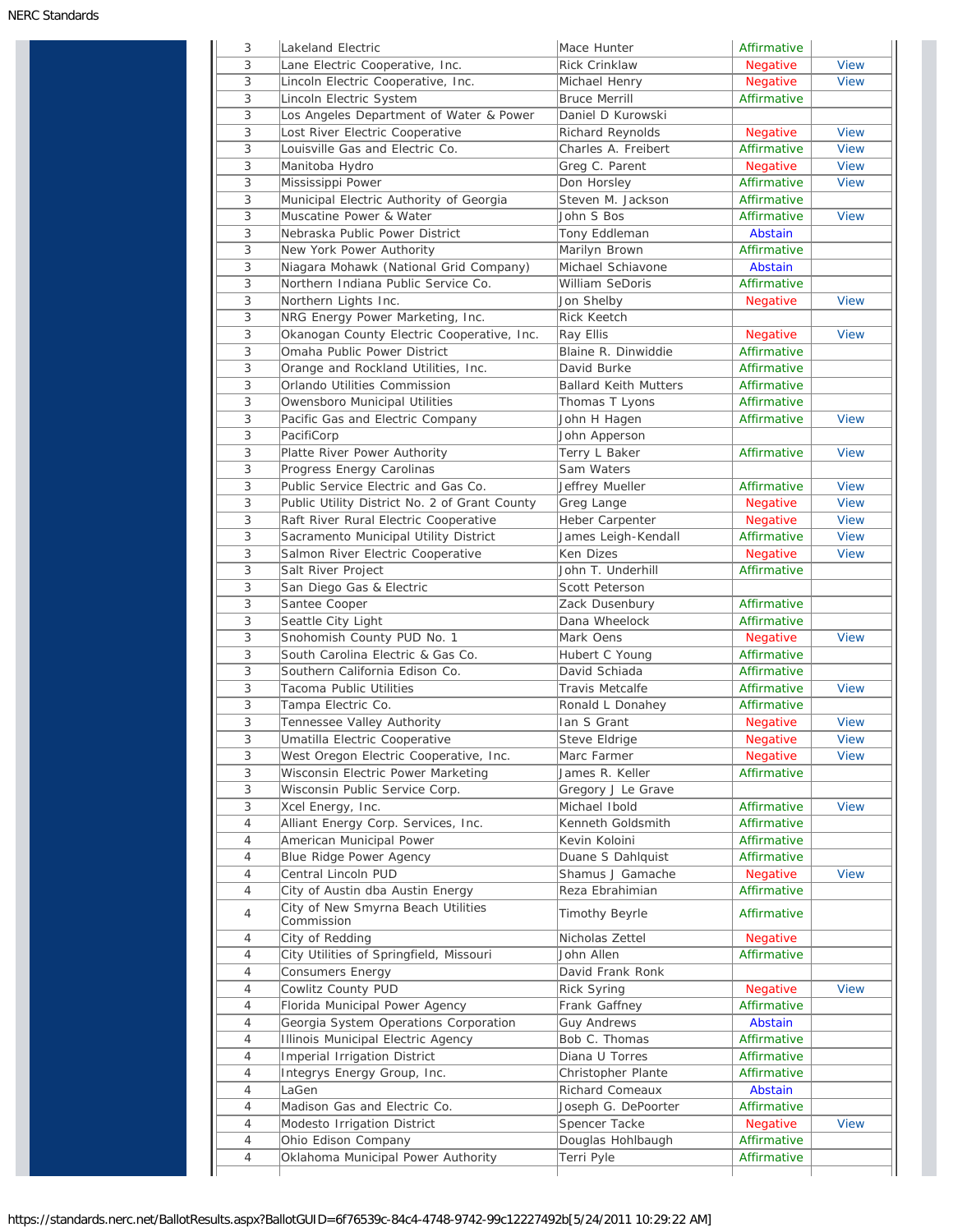| | | | | |
|---|---|---|---|---|
| 3 | Lakeland Electric | Mace Hunter | Affirmative | |
| 3 | Lane Electric Cooperative, Inc. | Rick Crinklaw | Negative | View |
| 3 | Lincoln Electric Cooperative, Inc. | Michael Henry | Negative | View |
| 3 | Lincoln Electric System | Bruce Merrill | Affirmative | |
| 3 | Los Angeles Department of Water & Power | Daniel D Kurowski | | |
| 3 | Lost River Electric Cooperative | Richard Reynolds | Negative | View |
| 3 | Louisville Gas and Electric Co. | Charles A. Freibert | Affirmative | View |
| 3 | Manitoba Hydro | Greg C. Parent | Negative | View |
| 3 | Mississippi Power | Don Horsley | Affirmative | View |
| 3 | Municipal Electric Authority of Georgia | Steven M. Jackson | Affirmative | |
| 3 | Muscatine Power & Water | John S Bos | Affirmative | View |
| 3 | Nebraska Public Power District | Tony Eddleman | Abstain | |
| 3 | New York Power Authority | Marilyn Brown | Affirmative | |
| 3 | Niagara Mohawk (National Grid Company) | Michael Schiavone | Abstain | |
| 3 | Northern Indiana Public Service Co. | William SeDoris | Affirmative | |
| 3 | Northern Lights Inc. | Jon Shelby | Negative | View |
| 3 | NRG Energy Power Marketing, Inc. | Rick Keetch | | |
| 3 | Okanogan County Electric Cooperative, Inc. | Ray Ellis | Negative | View |
| 3 | Omaha Public Power District | Blaine R. Dinwiddie | Affirmative | |
| 3 | Orange and Rockland Utilities, Inc. | David Burke | Affirmative | |
| 3 | Orlando Utilities Commission | Ballard Keith Mutters | Affirmative | |
| 3 | Owensboro Municipal Utilities | Thomas T Lyons | Affirmative | |
| 3 | Pacific Gas and Electric Company | John H Hagen | Affirmative | View |
| 3 | PacifiCorp | John Apperson | | |
| 3 | Platte River Power Authority | Terry L Baker | Affirmative | View |
| 3 | Progress Energy Carolinas | Sam Waters | | |
| 3 | Public Service Electric and Gas Co. | Jeffrey Mueller | Affirmative | View |
| 3 | Public Utility District No. 2 of Grant County | Greg Lange | Negative | View |
| 3 | Raft River Rural Electric Cooperative | Heber Carpenter | Negative | View |
| 3 | Sacramento Municipal Utility District | James Leigh-Kendall | Affirmative | View |
| 3 | Salmon River Electric Cooperative | Ken Dizes | Negative | View |
| 3 | Salt River Project | John T. Underhill | Affirmative | |
| 3 | San Diego Gas & Electric | Scott Peterson | | |
| 3 | Santee Cooper | Zack Dusenbury | Affirmative | |
| 3 | Seattle City Light | Dana Wheelock | Affirmative | |
| 3 | Snohomish County PUD No. 1 | Mark Oens | Negative | View |
| 3 | South Carolina Electric & Gas Co. | Hubert C Young | Affirmative | |
| 3 | Southern California Edison Co. | David Schiada | Affirmative | |
| 3 | Tacoma Public Utilities | Travis Metcalfe | Affirmative | View |
| 3 | Tampa Electric Co. | Ronald L Donahey | Affirmative | |
| 3 | Tennessee Valley Authority | Ian S Grant | Negative | View |
| 3 | Umatilla Electric Cooperative | Steve Eldrige | Negative | View |
| 3 | West Oregon Electric Cooperative, Inc. | Marc Farmer | Negative | View |
| 3 | Wisconsin Electric Power Marketing | James R. Keller | Affirmative | |
| 3 | Wisconsin Public Service Corp. | Gregory J Le Grave | | |
| 3 | Xcel Energy, Inc. | Michael Ibold | Affirmative | View |
| 4 | Alliant Energy Corp. Services, Inc. | Kenneth Goldsmith | Affirmative | |
| 4 | American Municipal Power | Kevin Koloini | Affirmative | |
| 4 | Blue Ridge Power Agency | Duane S Dahlquist | Affirmative | |
| 4 | Central Lincoln PUD | Shamus J Gamache | Negative | View |
| 4 | City of Austin dba Austin Energy | Reza Ebrahimian | Affirmative | |
| 4 | City of New Smyrna Beach Utilities Commission | Timothy Beyrle | Affirmative | |
| 4 | City of Redding | Nicholas Zettel | Negative | |
| 4 | City Utilities of Springfield, Missouri | John Allen | Affirmative | |
| 4 | Consumers Energy | David Frank Ronk | | |
| 4 | Cowlitz County PUD | Rick Syring | Negative | View |
| 4 | Florida Municipal Power Agency | Frank Gaffney | Affirmative | |
| 4 | Georgia System Operations Corporation | Guy Andrews | Abstain | |
| 4 | Illinois Municipal Electric Agency | Bob C. Thomas | Affirmative | |
| 4 | Imperial Irrigation District | Diana U Torres | Affirmative | |
| 4 | Integrys Energy Group, Inc. | Christopher Plante | Affirmative | |
| 4 | LaGen | Richard Comeaux | Abstain | |
| 4 | Madison Gas and Electric Co. | Joseph G. DePoorter | Affirmative | |
| 4 | Modesto Irrigation District | Spencer Tacke | Negative | View |
| 4 | Ohio Edison Company | Douglas Hohlbaugh | Affirmative | |
| 4 | Oklahoma Municipal Power Authority | Terri Pyle | Affirmative | |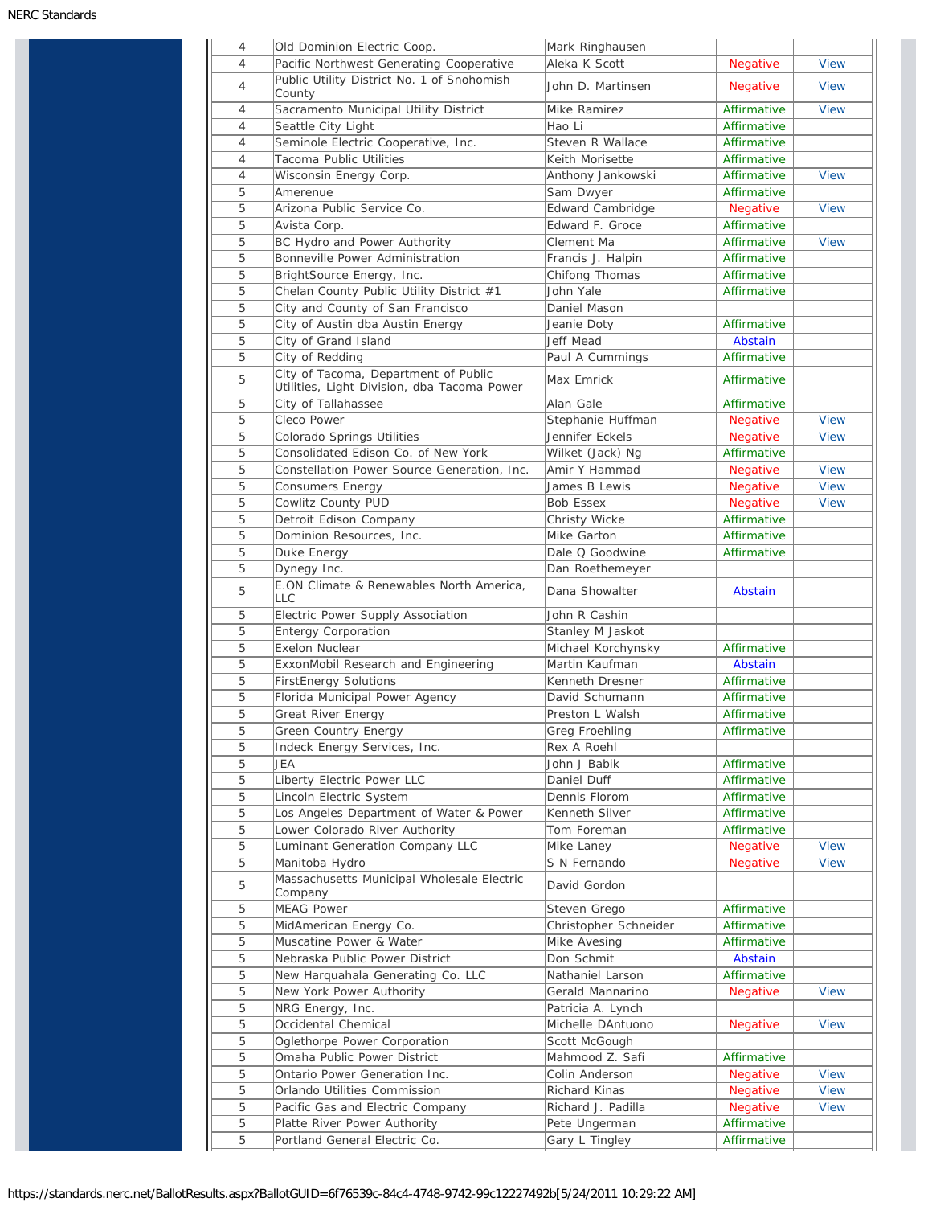| | | | | |
|---|---|---|---|---|
| 4 | Old Dominion Electric Coop. | Mark Ringhausen | | |
| 4 | Pacific Northwest Generating Cooperative | Aleka K Scott | Negative | View |
| 4 | Public Utility District No. 1 of Snohomish County | John D. Martinsen | Negative | View |
| 4 | Sacramento Municipal Utility District | Mike Ramirez | Affirmative | View |
| 4 | Seattle City Light | Hao Li | Affirmative | |
| 4 | Seminole Electric Cooperative, Inc. | Steven R Wallace | Affirmative | |
| 4 | Tacoma Public Utilities | Keith Morisette | Affirmative | |
| 4 | Wisconsin Energy Corp. | Anthony Jankowski | Affirmative | View |
| 5 | Amerenue | Sam Dwyer | Affirmative | |
| 5 | Arizona Public Service Co. | Edward Cambridge | Negative | View |
| 5 | Avista Corp. | Edward F. Groce | Affirmative | |
| 5 | BC Hydro and Power Authority | Clement Ma | Affirmative | View |
| 5 | Bonneville Power Administration | Francis J. Halpin | Affirmative | |
| 5 | BrightSource Energy, Inc. | Chifong Thomas | Affirmative | |
| 5 | Chelan County Public Utility District #1 | John Yale | Affirmative | |
| 5 | City and County of San Francisco | Daniel Mason | | |
| 5 | City of Austin dba Austin Energy | Jeanie Doty | Affirmative | |
| 5 | City of Grand Island | Jeff Mead | Abstain | |
| 5 | City of Redding | Paul A Cummings | Affirmative | |
| 5 | City of Tacoma, Department of Public Utilities, Light Division, dba Tacoma Power | Max Emrick | Affirmative | |
| 5 | City of Tallahassee | Alan Gale | Affirmative | |
| 5 | Cleco Power | Stephanie Huffman | Negative | View |
| 5 | Colorado Springs Utilities | Jennifer Eckels | Negative | View |
| 5 | Consolidated Edison Co. of New York | Wilket (Jack) Ng | Affirmative | |
| 5 | Constellation Power Source Generation, Inc. | Amir Y Hammad | Negative | View |
| 5 | Consumers Energy | James B Lewis | Negative | View |
| 5 | Cowlitz County PUD | Bob Essex | Negative | View |
| 5 | Detroit Edison Company | Christy Wicke | Affirmative | |
| 5 | Dominion Resources, Inc. | Mike Garton | Affirmative | |
| 5 | Duke Energy | Dale Q Goodwine | Affirmative | |
| 5 | Dynegy Inc. | Dan Roethemeyer | | |
| 5 | E.ON Climate & Renewables North America, LLC | Dana Showalter | Abstain | |
| 5 | Electric Power Supply Association | John R Cashin | | |
| 5 | Entergy Corporation | Stanley M Jaskot | | |
| 5 | Exelon Nuclear | Michael Korchynsky | Affirmative | |
| 5 | ExxonMobil Research and Engineering | Martin Kaufman | Abstain | |
| 5 | FirstEnergy Solutions | Kenneth Dresner | Affirmative | |
| 5 | Florida Municipal Power Agency | David Schumann | Affirmative | |
| 5 | Great River Energy | Preston L Walsh | Affirmative | |
| 5 | Green Country Energy | Greg Froehling | Affirmative | |
| 5 | Indeck Energy Services, Inc. | Rex A Roehl | | |
| 5 | JEA | John J Babik | Affirmative | |
| 5 | Liberty Electric Power LLC | Daniel Duff | Affirmative | |
| 5 | Lincoln Electric System | Dennis Florom | Affirmative | |
| 5 | Los Angeles Department of Water & Power | Kenneth Silver | Affirmative | |
| 5 | Lower Colorado River Authority | Tom Foreman | Affirmative | |
| 5 | Luminant Generation Company LLC | Mike Laney | Negative | View |
| 5 | Manitoba Hydro | S N Fernando | Negative | View |
| 5 | Massachusetts Municipal Wholesale Electric Company | David Gordon | | |
| 5 | MEAG Power | Steven Grego | Affirmative | |
| 5 | MidAmerican Energy Co. | Christopher Schneider | Affirmative | |
| 5 | Muscatine Power & Water | Mike Avesing | Affirmative | |
| 5 | Nebraska Public Power District | Don Schmit | Abstain | |
| 5 | New Harquahala Generating Co. LLC | Nathaniel Larson | Affirmative | |
| 5 | New York Power Authority | Gerald Mannarino | Negative | View |
| 5 | NRG Energy, Inc. | Patricia A. Lynch | | |
| 5 | Occidental Chemical | Michelle DAntuono | Negative | View |
| 5 | Oglethorpe Power Corporation | Scott McGough | | |
| 5 | Omaha Public Power District | Mahmood Z. Safi | Affirmative | |
| 5 | Ontario Power Generation Inc. | Colin Anderson | Negative | View |
| 5 | Orlando Utilities Commission | Richard Kinas | Negative | View |
| 5 | Pacific Gas and Electric Company | Richard J. Padilla | Negative | View |
| 5 | Platte River Power Authority | Pete Ungerman | Affirmative | |
| 5 | Portland General Electric Co. | Gary L Tingley | Affirmative | |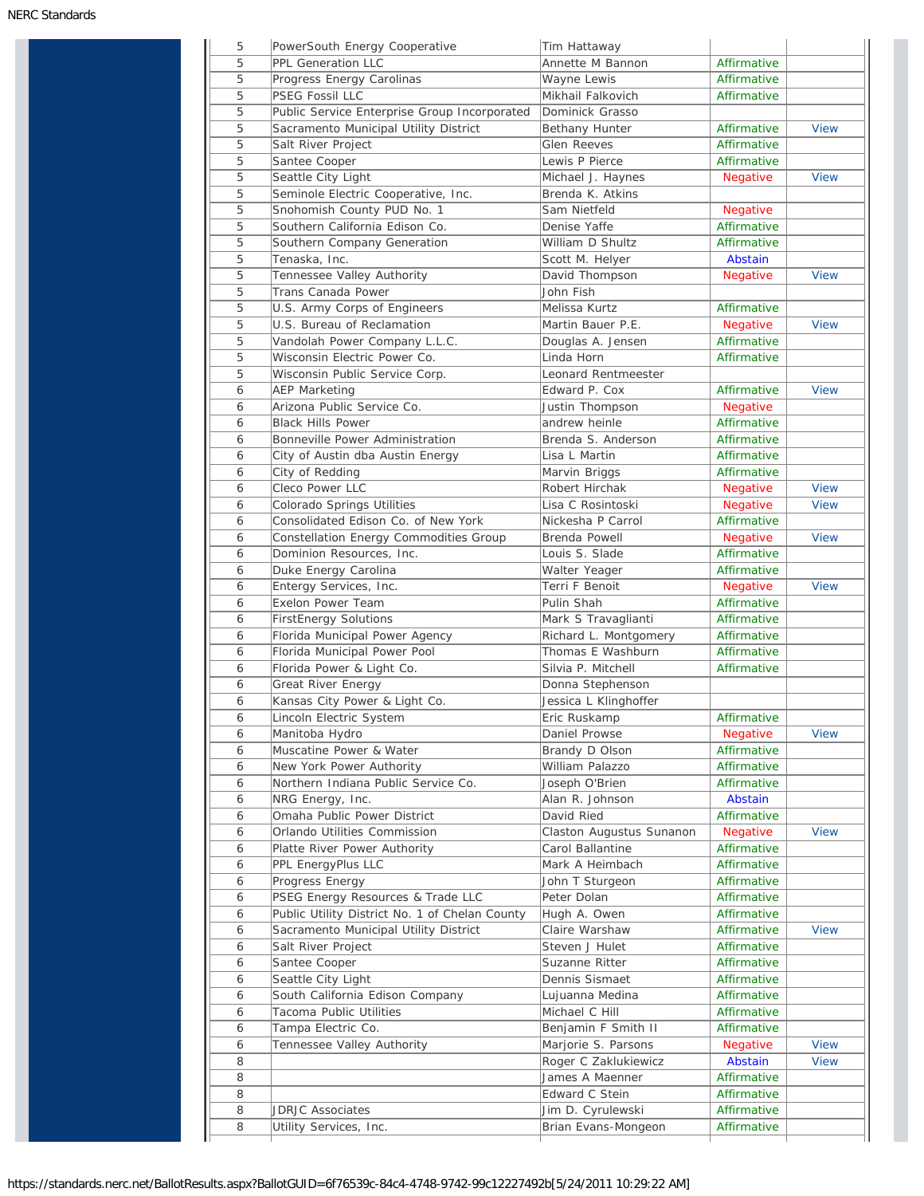| 5 | PowerSouth Energy Cooperative | Tim Hattaway | | |
|---|---|---|---|---|
| 5 | PPL Generation LLC | Annette M Bannon | Affirmative | |
| 5 | Progress Energy Carolinas | Wayne Lewis | Affirmative | |
| 5 | PSEG Fossil LLC | Mikhail Falkovich | Affirmative | |
| 5 | Public Service Enterprise Group Incorporated | Dominick Grasso | | |
| 5 | Sacramento Municipal Utility District | Bethany Hunter | Affirmative | View |
| 5 | Salt River Project | Glen Reeves | Affirmative | |
| 5 | Santee Cooper | Lewis P Pierce | Affirmative | |
| 5 | Seattle City Light | Michael J. Haynes | Negative | View |
| 5 | Seminole Electric Cooperative, Inc. | Brenda K. Atkins | | |
| 5 | Snohomish County PUD No. 1 | Sam Nietfeld | Negative | |
| 5 | Southern California Edison Co. | Denise Yaffe | Affirmative | |
| 5 | Southern Company Generation | William D Shultz | Affirmative | |
| 5 | Tenaska, Inc. | Scott M. Helyer | Abstain | |
| 5 | Tennessee Valley Authority | David Thompson | Negative | View |
| 5 | Trans Canada Power | John Fish | | |
| 5 | U.S. Army Corps of Engineers | Melissa Kurtz | Affirmative | |
| 5 | U.S. Bureau of Reclamation | Martin Bauer P.E. | Negative | View |
| 5 | Vandolah Power Company L.L.C. | Douglas A. Jensen | Affirmative | |
| 5 | Wisconsin Electric Power Co. | Linda Horn | Affirmative | |
| 5 | Wisconsin Public Service Corp. | Leonard Rentmeester | | |
| 6 | AEP Marketing | Edward P. Cox | Affirmative | View |
| 6 | Arizona Public Service Co. | Justin Thompson | Negative | |
| 6 | Black Hills Power | andrew heinle | Affirmative | |
| 6 | Bonneville Power Administration | Brenda S. Anderson | Affirmative | |
| 6 | City of Austin dba Austin Energy | Lisa L Martin | Affirmative | |
| 6 | City of Redding | Marvin Briggs | Affirmative | |
| 6 | Cleco Power LLC | Robert Hirchak | Negative | View |
| 6 | Colorado Springs Utilities | Lisa C Rosintoski | Negative | View |
| 6 | Consolidated Edison Co. of New York | Nickesha P Carrol | Affirmative | |
| 6 | Constellation Energy Commodities Group | Brenda Powell | Negative | View |
| 6 | Dominion Resources, Inc. | Louis S. Slade | Affirmative | |
| 6 | Duke Energy Carolina | Walter Yeager | Affirmative | |
| 6 | Entergy Services, Inc. | Terri F Benoit | Negative | View |
| 6 | Exelon Power Team | Pulin Shah | Affirmative | |
| 6 | FirstEnergy Solutions | Mark S Travaglianti | Affirmative | |
| 6 | Florida Municipal Power Agency | Richard L. Montgomery | Affirmative | |
| 6 | Florida Municipal Power Pool | Thomas E Washburn | Affirmative | |
| 6 | Florida Power & Light Co. | Silvia P. Mitchell | Affirmative | |
| 6 | Great River Energy | Donna Stephenson | | |
| 6 | Kansas City Power & Light Co. | Jessica L Klinghoffer | | |
| 6 | Lincoln Electric System | Eric Ruskamp | Affirmative | |
| 6 | Manitoba Hydro | Daniel Prowse | Negative | View |
| 6 | Muscatine Power & Water | Brandy D Olson | Affirmative | |
| 6 | New York Power Authority | William Palazzo | Affirmative | |
| 6 | Northern Indiana Public Service Co. | Joseph O'Brien | Affirmative | |
| 6 | NRG Energy, Inc. | Alan R. Johnson | Abstain | |
| 6 | Omaha Public Power District | David Ried | Affirmative | |
| 6 | Orlando Utilities Commission | Claston Augustus Sunanon | Negative | View |
| 6 | Platte River Power Authority | Carol Ballantine | Affirmative | |
| 6 | PPL EnergyPlus LLC | Mark A Heimbach | Affirmative | |
| 6 | Progress Energy | John T Sturgeon | Affirmative | |
| 6 | PSEG Energy Resources & Trade LLC | Peter Dolan | Affirmative | |
| 6 | Public Utility District No. 1 of Chelan County | Hugh A. Owen | Affirmative | |
| 6 | Sacramento Municipal Utility District | Claire Warshaw | Affirmative | View |
| 6 | Salt River Project | Steven J Hulet | Affirmative | |
| 6 | Santee Cooper | Suzanne Ritter | Affirmative | |
| 6 | Seattle City Light | Dennis Sismaet | Affirmative | |
| 6 | South California Edison Company | Lujuanna Medina | Affirmative | |
| 6 | Tacoma Public Utilities | Michael C Hill | Affirmative | |
| 6 | Tampa Electric Co. | Benjamin F Smith II | Affirmative | |
| 6 | Tennessee Valley Authority | Marjorie S. Parsons | Negative | View |
| 8 | | Roger C Zaklukiewicz | Abstain | View |
| 8 | | James A Maenner | Affirmative | |
| 8 | | Edward C Stein | Affirmative | |
| 8 | JDRJC Associates | Jim D. Cyrulewski | Affirmative | |
| 8 | Utility Services, Inc. | Brian Evans-Mongeon | Affirmative | |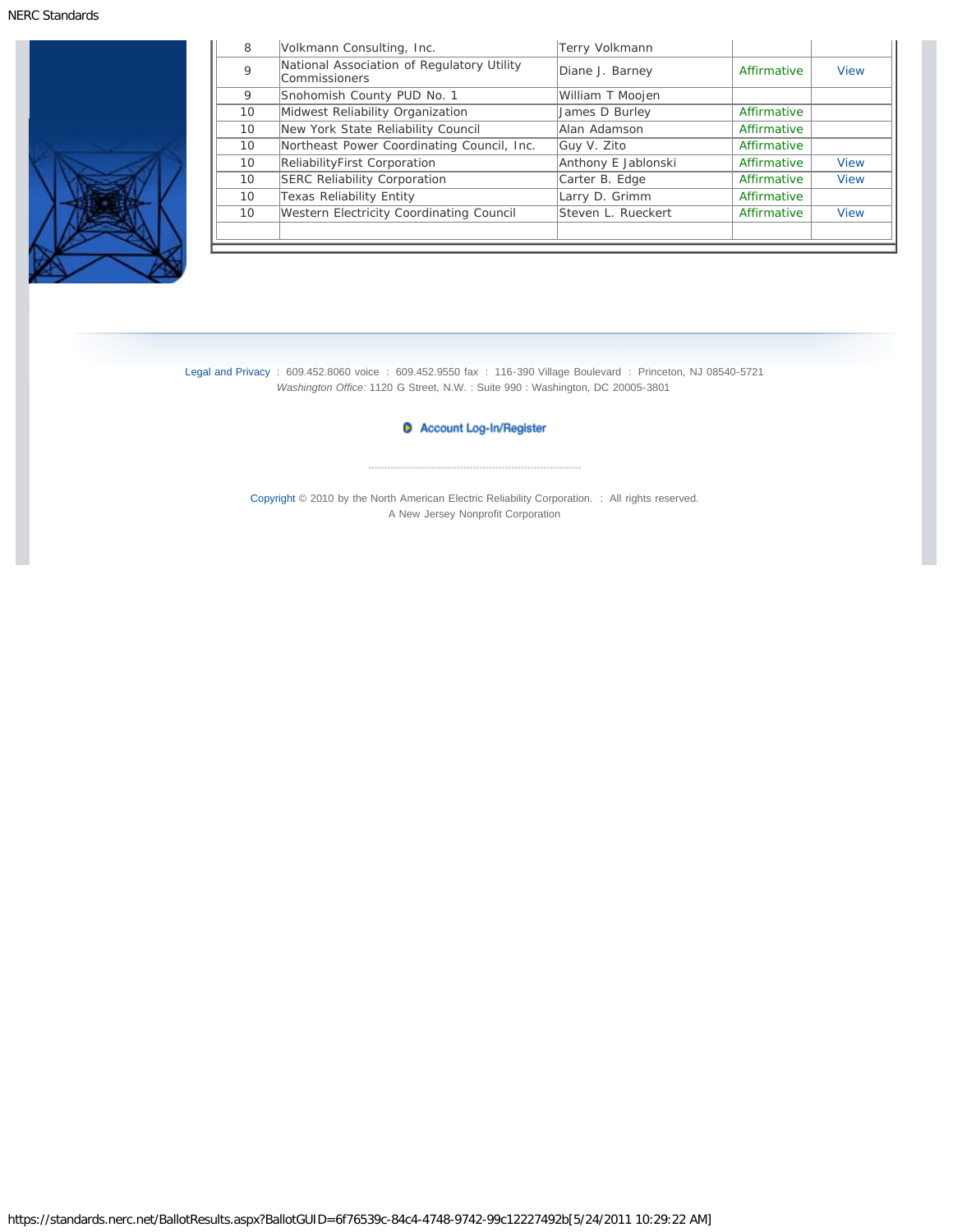| | | | | |
|---|---|---|---|---|
| 8 | Volkmann Consulting, Inc. | Terry Volkmann | | |
| 9 | National Association of Regulatory Utility Commissioners | Diane J. Barney | Affirmative | View |
| 9 | Snohomish County PUD No. 1 | William T Moojen | | |
| 10 | Midwest Reliability Organization | James D Burley | Affirmative | |
| 10 | New York State Reliability Council | Alan Adamson | Affirmative | |
| 10 | Northeast Power Coordinating Council, Inc. | Guy V. Zito | Affirmative | |
| 10 | ReliabilityFirst Corporation | Anthony E Jablonski | Affirmative | View |
| 10 | SERC Reliability Corporation | Carter B. Edge | Affirmative | View |
| 10 | Texas Reliability Entity | Larry D. Grimm | Affirmative | |
| 10 | Western Electricity Coordinating Council | Steven L. Rueckert | Affirmative | View |
| | | | | |

Legal and Privacy : 609.452.8060 voice : 609.452.9550 fax : 116-390 Village Boulevard : Princeton, NJ 08540-5721
*Washington Office:* 1120 G Street, N.W. : Suite 990 : Washington, DC 20005-3801

Account Log-In/Register

Copyright © 2010 by the North American Electric Reliability Corporation. : All rights reserved.
A New Jersey Nonprofit Corporation